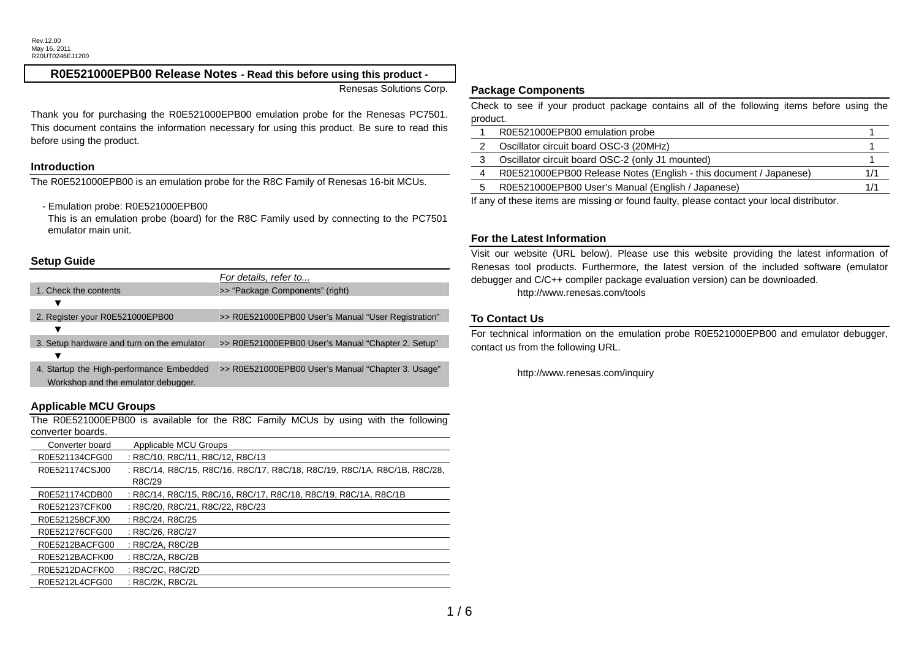Rev.12.00
May 16, 2011
R20UT0246EJ1200

# R0E521000EPB00 Release Notes - Read this before using this product -

Renesas Solutions Corp.

Thank you for purchasing the R0E521000EPB00 emulation probe for the Renesas PC7501. This document contains the information necessary for using this product. Be sure to read this before using the product.

## Introduction

The R0E521000EPB00 is an emulation probe for the R8C Family of Renesas 16-bit MCUs.

- Emulation probe: R0E521000EPB00
  This is an emulation probe (board) for the R8C Family used by connecting to the PC7501 emulator main unit.

## Setup Guide

| | *For details, refer to...* |
|---|---|
| 1. Check the contents | >> "Package Components" (right) |
| ▼ | |
| 2. Register your R0E521000EPB00 | >> R0E521000EPB00 User's Manual "User Registration" |
| ▼ | |
| 3. Setup hardware and turn on the emulator | >> R0E521000EPB00 User's Manual "Chapter 2. Setup" |
| ▼ | |
| 4. Startup the High-performance Embedded Workshop and the emulator debugger. | >> R0E521000EPB00 User's Manual "Chapter 3. Usage" |

## Applicable MCU Groups

The R0E521000EPB00 is available for the R8C Family MCUs by using with the following converter boards.

| Converter board | Applicable MCU Groups |
|---|---|
| R0E521134CFG00 | : R8C/10, R8C/11, R8C/12, R8C/13 |
| R0E521174CSJ00 | : R8C/14, R8C/15, R8C/16, R8C/17, R8C/18, R8C/19, R8C/1A, R8C/1B, R8C/28, R8C/29 |
| R0E521174CDB00 | : R8C/14, R8C/15, R8C/16, R8C/17, R8C/18, R8C/19, R8C/1A, R8C/1B |
| R0E521237CFK00 | : R8C/20, R8C/21, R8C/22, R8C/23 |
| R0E521258CFJ00 | : R8C/24, R8C/25 |
| R0E521276CFG00 | : R8C/26, R8C/27 |
| R0E5212BACFG00 | : R8C/2A, R8C/2B |
| R0E5212BACFK00 | : R8C/2A, R8C/2B |
| R0E5212DACFK00 | : R8C/2C, R8C/2D |
| R0E5212L4CFG00 | : R8C/2K, R8C/2L |

## Package Components

Check to see if your product package contains all of the following items before using the product.

| | | |
|---|---|---|
| 1 | R0E521000EPB00 emulation probe | 1 |
| 2 | Oscillator circuit board OSC-3 (20MHz) | 1 |
| 3 | Oscillator circuit board OSC-2 (only J1 mounted) | 1 |
| 4 | R0E521000EPB00 Release Notes (English - this document / Japanese) | 1/1 |
| 5 | R0E521000EPB00 User's Manual (English / Japanese) | 1/1 |

If any of these items are missing or found faulty, please contact your local distributor.

## For the Latest Information

Visit our website (URL below). Please use this website providing the latest information of Renesas tool products. Furthermore, the latest version of the included software (emulator debugger and C/C++ compiler package evaluation version) can be downloaded.

http://www.renesas.com/tools

## To Contact Us

For technical information on the emulation probe R0E521000EPB00 and emulator debugger, contact us from the following URL.

http://www.renesas.com/inquiry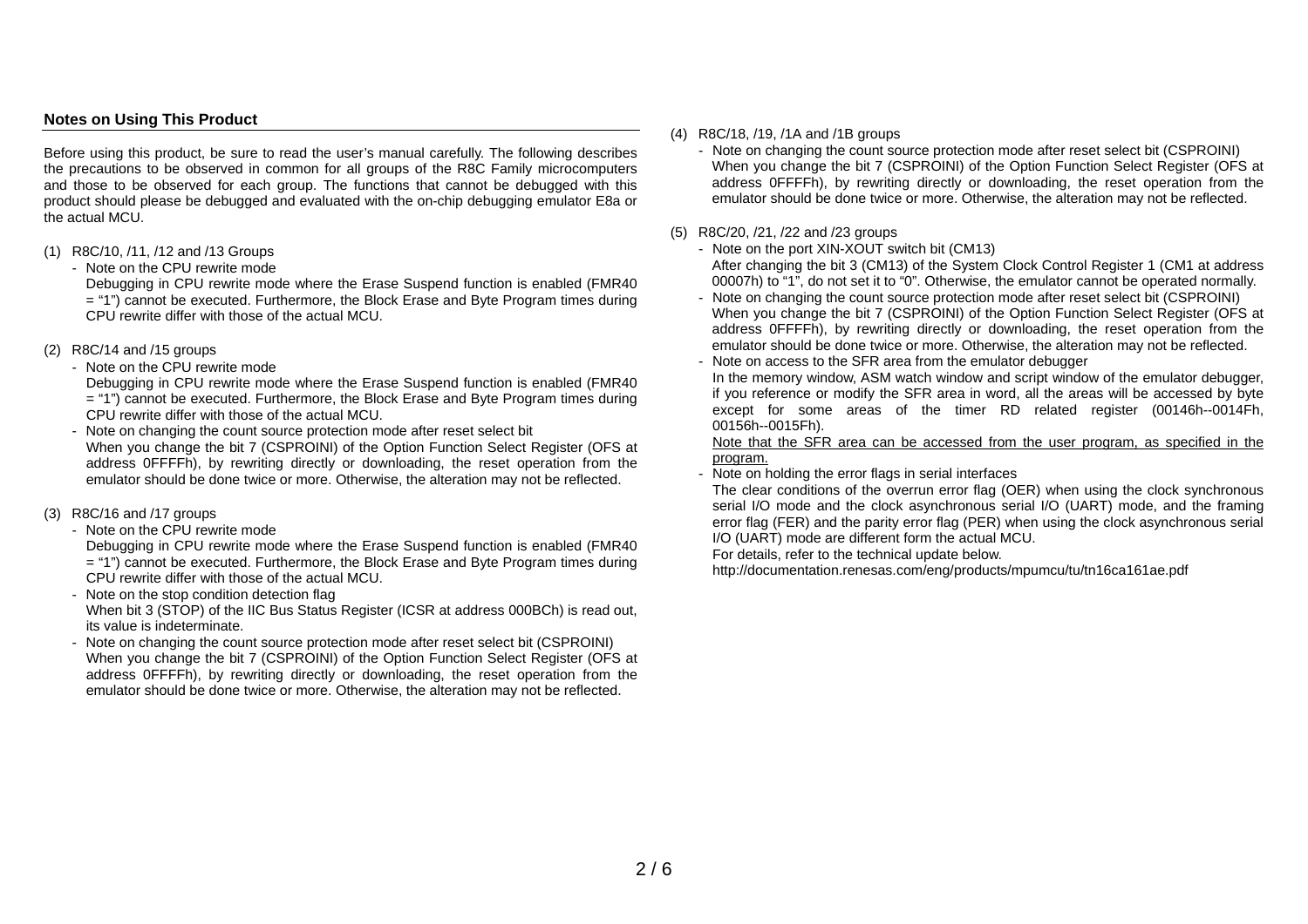## Notes on Using This Product

Before using this product, be sure to read the user's manual carefully. The following describes the precautions to be observed in common for all groups of the R8C Family microcomputers and those to be observed for each group. The functions that cannot be debugged with this product should please be debugged and evaluated with the on-chip debugging emulator E8a or the actual MCU.

(1) R8C/10, /11, /12 and /13 Groups

- Note on the CPU rewrite mode
  Debugging in CPU rewrite mode where the Erase Suspend function is enabled (FMR40 = "1") cannot be executed. Furthermore, the Block Erase and Byte Program times during CPU rewrite differ with those of the actual MCU.

(2) R8C/14 and /15 groups

- Note on the CPU rewrite mode
  Debugging in CPU rewrite mode where the Erase Suspend function is enabled (FMR40 = "1") cannot be executed. Furthermore, the Block Erase and Byte Program times during CPU rewrite differ with those of the actual MCU.
- Note on changing the count source protection mode after reset select bit
  When you change the bit 7 (CSPROINI) of the Option Function Select Register (OFS at address 0FFFFh), by rewriting directly or downloading, the reset operation from the emulator should be done twice or more. Otherwise, the alteration may not be reflected.

(3) R8C/16 and /17 groups

- Note on the CPU rewrite mode
  Debugging in CPU rewrite mode where the Erase Suspend function is enabled (FMR40 = "1") cannot be executed. Furthermore, the Block Erase and Byte Program times during CPU rewrite differ with those of the actual MCU.
- Note on the stop condition detection flag
  When bit 3 (STOP) of the IIC Bus Status Register (ICSR at address 000BCh) is read out, its value is indeterminate.
- Note on changing the count source protection mode after reset select bit (CSPROINI)
  When you change the bit 7 (CSPROINI) of the Option Function Select Register (OFS at address 0FFFFh), by rewriting directly or downloading, the reset operation from the emulator should be done twice or more. Otherwise, the alteration may not be reflected.

(4) R8C/18, /19, /1A and /1B groups

- Note on changing the count source protection mode after reset select bit (CSPROINI)
  When you change the bit 7 (CSPROINI) of the Option Function Select Register (OFS at address 0FFFFh), by rewriting directly or downloading, the reset operation from the emulator should be done twice or more. Otherwise, the alteration may not be reflected.

(5) R8C/20, /21, /22 and /23 groups

- Note on the port XIN-XOUT switch bit (CM13)
  After changing the bit 3 (CM13) of the System Clock Control Register 1 (CM1 at address 00007h) to "1", do not set it to "0". Otherwise, the emulator cannot be operated normally.
- Note on changing the count source protection mode after reset select bit (CSPROINI)
  When you change the bit 7 (CSPROINI) of the Option Function Select Register (OFS at address 0FFFFh), by rewriting directly or downloading, the reset operation from the emulator should be done twice or more. Otherwise, the alteration may not be reflected.
- Note on access to the SFR area from the emulator debugger
  In the memory window, ASM watch window and script window of the emulator debugger, if you reference or modify the SFR area in word, all the areas will be accessed by byte except for some areas of the timer RD related register (00146h--0014Fh, 00156h--0015Fh).
  <u>Note that the SFR area can be accessed from the user program, as specified in the program.</u>
- Note on holding the error flags in serial interfaces
  The clear conditions of the overrun error flag (OER) when using the clock synchronous serial I/O mode and the clock asynchronous serial I/O (UART) mode, and the framing error flag (FER) and the parity error flag (PER) when using the clock asynchronous serial I/O (UART) mode are different form the actual MCU.
  For details, refer to the technical update below.
  http://documentation.renesas.com/eng/products/mpumcu/tu/tn16ca161ae.pdf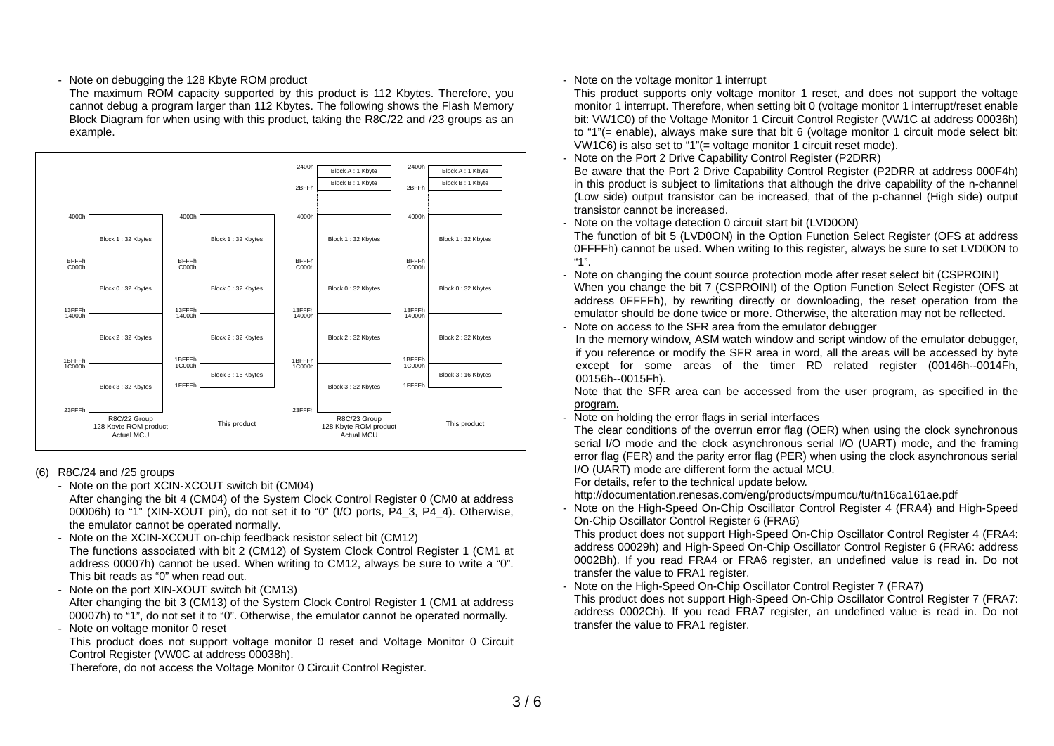- Note on debugging the 128 Kbyte ROM product

  The maximum ROM capacity supported by this product is 112 Kbytes. Therefore, you cannot debug a program larger than 112 Kbytes. The following shows the Flash Memory Block Diagram for when using with this product, taking the R8C/22 and /23 groups as an example.

| Address | R8C/22 Group 128 Kbyte ROM product Actual MCU | Address | This product | Address | R8C/23 Group 128 Kbyte ROM product Actual MCU | Address | This product |
|---|---|---|---|---|---|---|---|
| | | | | 2400h | Block A : 1 Kbyte | 2400h | Block A : 1 Kbyte |
| | | | | 2BFFh | Block B : 1 Kbyte | 2BFFh | Block B : 1 Kbyte |
| 4000h – BFFFh | Block 1 : 32 Kbytes | 4000h – BFFFh | Block 1 : 32 Kbytes | 4000h – BFFFh | Block 1 : 32 Kbytes | 4000h – BFFFh | Block 1 : 32 Kbytes |
| C000h – 13FFFh | Block 0 : 32 Kbytes | C000h – 13FFFh | Block 0 : 32 Kbytes | C000h – 13FFFh | Block 0 : 32 Kbytes | C000h – 13FFFh | Block 0 : 32 Kbytes |
| 14000h – 1BFFFh | Block 2 : 32 Kbytes | 14000h – 1BFFFh | Block 2 : 32 Kbytes | 14000h – 1BFFFh | Block 2 : 32 Kbytes | 14000h – 1BFFFh | Block 2 : 32 Kbytes |
| 1C000h – 23FFFh | Block 3 : 32 Kbytes | 1C000h – 1FFFFh | Block 3 : 16 Kbytes | 1C000h – 23FFFh | Block 3 : 32 Kbytes | 1C000h – 1FFFFh | Block 3 : 16 Kbytes |

(6) R8C/24 and /25 groups

- Note on the port XCIN-XCOUT switch bit (CM04)

  After changing the bit 4 (CM04) of the System Clock Control Register 0 (CM0 at address 00006h) to "1" (XIN-XOUT pin), do not set it to "0" (I/O ports, P4_3, P4_4). Otherwise, the emulator cannot be operated normally.

- Note on the XCIN-XCOUT on-chip feedback resistor select bit (CM12)

  The functions associated with bit 2 (CM12) of System Clock Control Register 1 (CM1 at address 00007h) cannot be used. When writing to CM12, always be sure to write a "0". This bit reads as "0" when read out.

- Note on the port XIN-XOUT switch bit (CM13)

  After changing the bit 3 (CM13) of the System Clock Control Register 1 (CM1 at address 00007h) to "1", do not set it to "0". Otherwise, the emulator cannot be operated normally.

- Note on voltage monitor 0 reset

  This product does not support voltage monitor 0 reset and Voltage Monitor 0 Circuit Control Register (VW0C at address 00038h).

  Therefore, do not access the Voltage Monitor 0 Circuit Control Register.

- Note on the voltage monitor 1 interrupt

  This product supports only voltage monitor 1 reset, and does not support the voltage monitor 1 interrupt. Therefore, when setting bit 0 (voltage monitor 1 interrupt/reset enable bit: VW1C0) of the Voltage Monitor 1 Circuit Control Register (VW1C at address 00036h) to "1"(= enable), always make sure that bit 6 (voltage monitor 1 circuit mode select bit: VW1C6) is also set to "1"(= voltage monitor 1 circuit reset mode).

- Note on the Port 2 Drive Capability Control Register (P2DRR)

  Be aware that the Port 2 Drive Capability Control Register (P2DRR at address 000F4h) in this product is subject to limitations that although the drive capability of the n-channel (Low side) output transistor can be increased, that of the p-channel (High side) output transistor cannot be increased.

- Note on the voltage detection 0 circuit start bit (LVD0ON)

  The function of bit 5 (LVD0ON) in the Option Function Select Register (OFS at address 0FFFFh) cannot be used. When writing to this register, always be sure to set LVD0ON to "1".

- Note on changing the count source protection mode after reset select bit (CSPROINI)

  When you change the bit 7 (CSPROINI) of the Option Function Select Register (OFS at address 0FFFFh), by rewriting directly or downloading, the reset operation from the emulator should be done twice or more. Otherwise, the alteration may not be reflected.

- Note on access to the SFR area from the emulator debugger

  In the memory window, ASM watch window and script window of the emulator debugger, if you reference or modify the SFR area in word, all the areas will be accessed by byte except for some areas of the timer RD related register (00146h--0014Fh, 00156h--0015Fh).

  Note that the SFR area can be accessed from the user program, as specified in the program.

- Note on holding the error flags in serial interfaces

  The clear conditions of the overrun error flag (OER) when using the clock synchronous serial I/O mode and the clock asynchronous serial I/O (UART) mode, and the framing error flag (FER) and the parity error flag (PER) when using the clock asynchronous serial I/O (UART) mode are different form the actual MCU.

  For details, refer to the technical update below.

  http://documentation.renesas.com/eng/products/mpumcu/tu/tn16ca161ae.pdf

- Note on the High-Speed On-Chip Oscillator Control Register 4 (FRA4) and High-Speed On-Chip Oscillator Control Register 6 (FRA6)

  This product does not support High-Speed On-Chip Oscillator Control Register 4 (FRA4: address 00029h) and High-Speed On-Chip Oscillator Control Register 6 (FRA6: address 0002Bh). If you read FRA4 or FRA6 register, an undefined value is read in. Do not transfer the value to FRA1 register.

- Note on the High-Speed On-Chip Oscillator Control Register 7 (FRA7)

  This product does not support High-Speed On-Chip Oscillator Control Register 7 (FRA7: address 0002Ch). If you read FRA7 register, an undefined value is read in. Do not transfer the value to FRA1 register.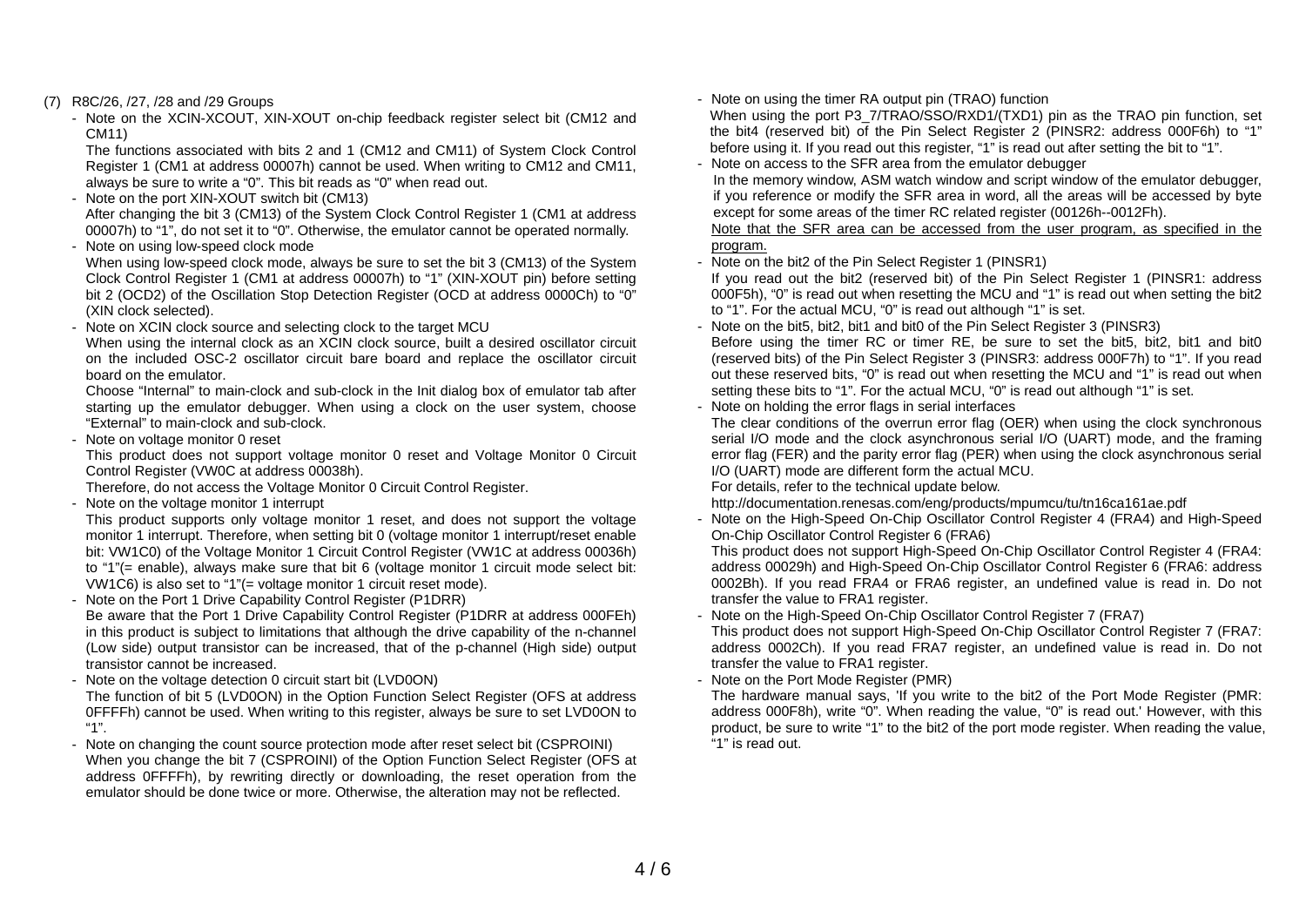(7) R8C/26, /27, /28 and /29 Groups

- Note on the XCIN-XCOUT, XIN-XOUT on-chip feedback register select bit (CM12 and CM11)
  The functions associated with bits 2 and 1 (CM12 and CM11) of System Clock Control Register 1 (CM1 at address 00007h) cannot be used. When writing to CM12 and CM11, always be sure to write a "0". This bit reads as "0" when read out.
- Note on the port XIN-XOUT switch bit (CM13)
  After changing the bit 3 (CM13) of the System Clock Control Register 1 (CM1 at address 00007h) to "1", do not set it to "0". Otherwise, the emulator cannot be operated normally.
- Note on using low-speed clock mode
  When using low-speed clock mode, always be sure to set the bit 3 (CM13) of the System Clock Control Register 1 (CM1 at address 00007h) to "1" (XIN-XOUT pin) before setting bit 2 (OCD2) of the Oscillation Stop Detection Register (OCD at address 0000Ch) to "0" (XIN clock selected).
- Note on XCIN clock source and selecting clock to the target MCU
  When using the internal clock as an XCIN clock source, built a desired oscillator circuit on the included OSC-2 oscillator circuit bare board and replace the oscillator circuit board on the emulator.
  Choose "Internal" to main-clock and sub-clock in the Init dialog box of emulator tab after starting up the emulator debugger. When using a clock on the user system, choose "External" to main-clock and sub-clock.
- Note on voltage monitor 0 reset
  This product does not support voltage monitor 0 reset and Voltage Monitor 0 Circuit Control Register (VW0C at address 00038h).
  Therefore, do not access the Voltage Monitor 0 Circuit Control Register.
- Note on the voltage monitor 1 interrupt
  This product supports only voltage monitor 1 reset, and does not support the voltage monitor 1 interrupt. Therefore, when setting bit 0 (voltage monitor 1 interrupt/reset enable bit: VW1C0) of the Voltage Monitor 1 Circuit Control Register (VW1C at address 00036h) to "1"(= enable), always make sure that bit 6 (voltage monitor 1 circuit mode select bit: VW1C6) is also set to "1"(= voltage monitor 1 circuit reset mode).
- Note on the Port 1 Drive Capability Control Register (P1DRR)
  Be aware that the Port 1 Drive Capability Control Register (P1DRR at address 000FEh) in this product is subject to limitations that although the drive capability of the n-channel (Low side) output transistor can be increased, that of the p-channel (High side) output transistor cannot be increased.
- Note on the voltage detection 0 circuit start bit (LVD0ON)
  The function of bit 5 (LVD0ON) in the Option Function Select Register (OFS at address 0FFFFh) cannot be used. When writing to this register, always be sure to set LVD0ON to "1".
- Note on changing the count source protection mode after reset select bit (CSPROINI)
  When you change the bit 7 (CSPROINI) of the Option Function Select Register (OFS at address 0FFFFh), by rewriting directly or downloading, the reset operation from the emulator should be done twice or more. Otherwise, the alteration may not be reflected.
- Note on using the timer RA output pin (TRAO) function
  When using the port P3_7/TRAO/SSO/RXD1/(TXD1) pin as the TRAO pin function, set the bit4 (reserved bit) of the Pin Select Register 2 (PINSR2: address 000F6h) to "1" before using it. If you read out this register, "1" is read out after setting the bit to "1".
- Note on access to the SFR area from the emulator debugger
  In the memory window, ASM watch window and script window of the emulator debugger, if you reference or modify the SFR area in word, all the areas will be accessed by byte except for some areas of the timer RC related register (00126h--0012Fh).
  <u>Note that the SFR area can be accessed from the user program, as specified in the program.</u>
- Note on the bit2 of the Pin Select Register 1 (PINSR1)
  If you read out the bit2 (reserved bit) of the Pin Select Register 1 (PINSR1: address 000F5h), "0" is read out when resetting the MCU and "1" is read out when setting the bit2 to "1". For the actual MCU, "0" is read out although "1" is set.
- Note on the bit5, bit2, bit1 and bit0 of the Pin Select Register 3 (PINSR3)
  Before using the timer RC or timer RE, be sure to set the bit5, bit2, bit1 and bit0 (reserved bits) of the Pin Select Register 3 (PINSR3: address 000F7h) to "1". If you read out these reserved bits, "0" is read out when resetting the MCU and "1" is read out when setting these bits to "1". For the actual MCU, "0" is read out although "1" is set.
- Note on holding the error flags in serial interfaces
  The clear conditions of the overrun error flag (OER) when using the clock synchronous serial I/O mode and the clock asynchronous serial I/O (UART) mode, and the framing error flag (FER) and the parity error flag (PER) when using the clock asynchronous serial I/O (UART) mode are different form the actual MCU.
  For details, refer to the technical update below.
  http://documentation.renesas.com/eng/products/mpumcu/tu/tn16ca161ae.pdf
- Note on the High-Speed On-Chip Oscillator Control Register 4 (FRA4) and High-Speed On-Chip Oscillator Control Register 6 (FRA6)
  This product does not support High-Speed On-Chip Oscillator Control Register 4 (FRA4: address 00029h) and High-Speed On-Chip Oscillator Control Register 6 (FRA6: address 0002Bh). If you read FRA4 or FRA6 register, an undefined value is read in. Do not transfer the value to FRA1 register.
- Note on the High-Speed On-Chip Oscillator Control Register 7 (FRA7)
  This product does not support High-Speed On-Chip Oscillator Control Register 7 (FRA7: address 0002Ch). If you read FRA7 register, an undefined value is read in. Do not transfer the value to FRA1 register.
- Note on the Port Mode Register (PMR)
  The hardware manual says, 'If you write to the bit2 of the Port Mode Register (PMR: address 000F8h), write "0". When reading the value, "0" is read out.' However, with this product, be sure to write "1" to the bit2 of the port mode register. When reading the value, "1" is read out.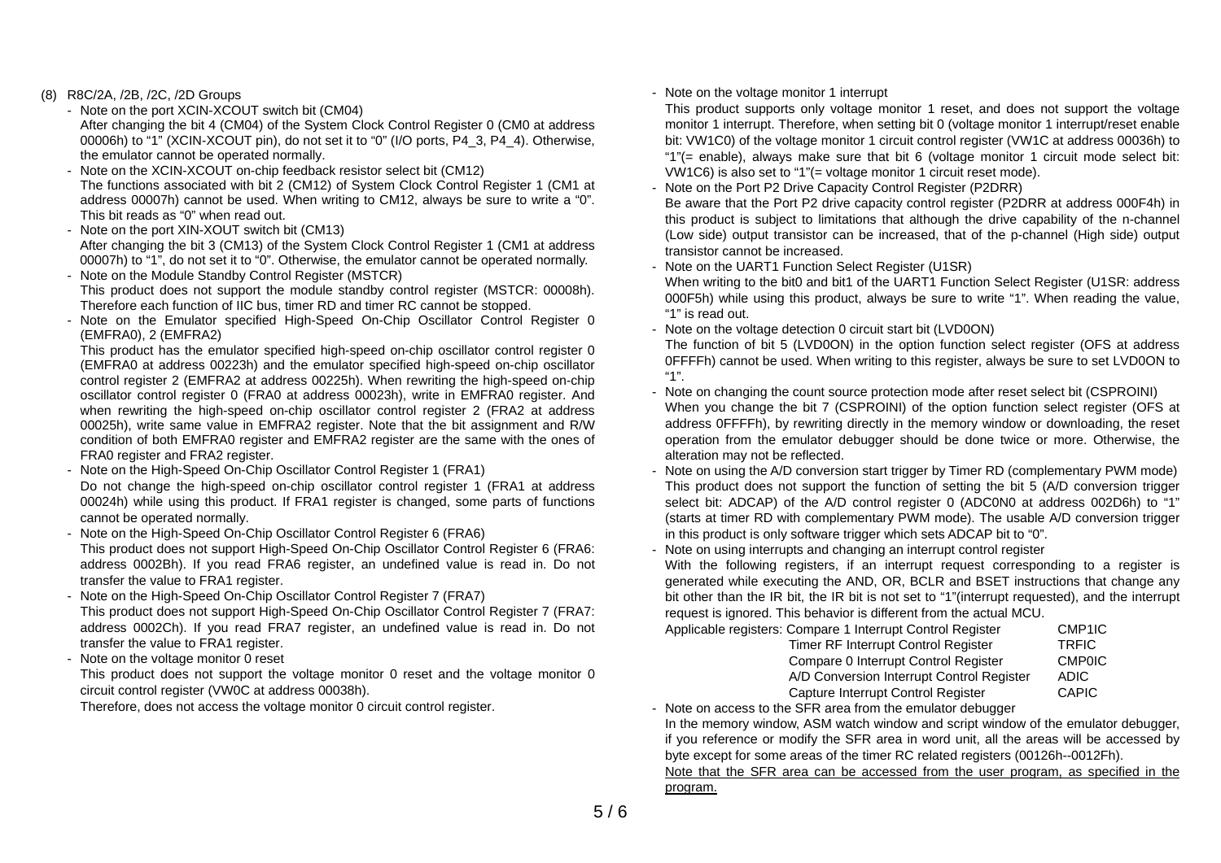(8) R8C/2A, /2B, /2C, /2D Groups

- Note on the port XCIN-XCOUT switch bit (CM04)
  After changing the bit 4 (CM04) of the System Clock Control Register 0 (CM0 at address 00006h) to “1” (XCIN-XCOUT pin), do not set it to “0” (I/O ports, P4_3, P4_4). Otherwise, the emulator cannot be operated normally.
- Note on the XCIN-XCOUT on-chip feedback resistor select bit (CM12)
  The functions associated with bit 2 (CM12) of System Clock Control Register 1 (CM1 at address 00007h) cannot be used. When writing to CM12, always be sure to write a “0”. This bit reads as “0” when read out.
- Note on the port XIN-XOUT switch bit (CM13)
  After changing the bit 3 (CM13) of the System Clock Control Register 1 (CM1 at address 00007h) to “1”, do not set it to “0”. Otherwise, the emulator cannot be operated normally.
- Note on the Module Standby Control Register (MSTCR)
  This product does not support the module standby control register (MSTCR: 00008h). Therefore each function of IIC bus, timer RD and timer RC cannot be stopped.
- Note on the Emulator specified High-Speed On-Chip Oscillator Control Register 0 (EMFRA0), 2 (EMFRA2)
  This product has the emulator specified high-speed on-chip oscillator control register 0 (EMFRA0 at address 00223h) and the emulator specified high-speed on-chip oscillator control register 2 (EMFRA2 at address 00225h). When rewriting the high-speed on-chip oscillator control register 0 (FRA0 at address 00023h), write in EMFRA0 register. And when rewriting the high-speed on-chip oscillator control register 2 (FRA2 at address 00025h), write same value in EMFRA2 register. Note that the bit assignment and R/W condition of both EMFRA0 register and EMFRA2 register are the same with the ones of FRA0 register and FRA2 register.
- Note on the High-Speed On-Chip Oscillator Control Register 1 (FRA1)
  Do not change the high-speed on-chip oscillator control register 1 (FRA1 at address 00024h) while using this product. If FRA1 register is changed, some parts of functions cannot be operated normally.
- Note on the High-Speed On-Chip Oscillator Control Register 6 (FRA6)
  This product does not support High-Speed On-Chip Oscillator Control Register 6 (FRA6: address 0002Bh). If you read FRA6 register, an undefined value is read in. Do not transfer the value to FRA1 register.
- Note on the High-Speed On-Chip Oscillator Control Register 7 (FRA7)
  This product does not support High-Speed On-Chip Oscillator Control Register 7 (FRA7: address 0002Ch). If you read FRA7 register, an undefined value is read in. Do not transfer the value to FRA1 register.
- Note on the voltage monitor 0 reset
  This product does not support the voltage monitor 0 reset and the voltage monitor 0 circuit control register (VW0C at address 00038h).
  Therefore, does not access the voltage monitor 0 circuit control register.
- Note on the voltage monitor 1 interrupt
  This product supports only voltage monitor 1 reset, and does not support the voltage monitor 1 interrupt. Therefore, when setting bit 0 (voltage monitor 1 interrupt/reset enable bit: VW1C0) of the voltage monitor 1 circuit control register (VW1C at address 00036h) to “1”(= enable), always make sure that bit 6 (voltage monitor 1 circuit mode select bit: VW1C6) is also set to “1”(= voltage monitor 1 circuit reset mode).
- Note on the Port P2 Drive Capacity Control Register (P2DRR)
  Be aware that the Port P2 drive capacity control register (P2DRR at address 000F4h) in this product is subject to limitations that although the drive capability of the n-channel (Low side) output transistor can be increased, that of the p-channel (High side) output transistor cannot be increased.
- Note on the UART1 Function Select Register (U1SR)
  When writing to the bit0 and bit1 of the UART1 Function Select Register (U1SR: address 000F5h) while using this product, always be sure to write “1”. When reading the value, “1” is read out.
- Note on the voltage detection 0 circuit start bit (LVD0ON)
  The function of bit 5 (LVD0ON) in the option function select register (OFS at address 0FFFFh) cannot be used. When writing to this register, always be sure to set LVD0ON to “1”.
- Note on changing the count source protection mode after reset select bit (CSPROINI)
  When you change the bit 7 (CSPROINI) of the option function select register (OFS at address 0FFFFh), by rewriting directly in the memory window or downloading, the reset operation from the emulator debugger should be done twice or more. Otherwise, the alteration may not be reflected.
- Note on using the A/D conversion start trigger by Timer RD (complementary PWM mode)
  This product does not support the function of setting the bit 5 (A/D conversion trigger select bit: ADCAP) of the A/D control register 0 (ADC0N0 at address 002D6h) to “1” (starts at timer RD with complementary PWM mode). The usable A/D conversion trigger in this product is only software trigger which sets ADCAP bit to “0”.
- Note on using interrupts and changing an interrupt control register
  With the following registers, if an interrupt request corresponding to a register is generated while executing the AND, OR, BCLR and BSET instructions that change any bit other than the IR bit, the IR bit is not set to “1”(interrupt requested), and the interrupt request is ignored. This behavior is different from the actual MCU.
  Applicable registers: Compare 1 Interrupt Control Register CMP1IC
  Timer RF Interrupt Control Register TRFIC
  Compare 0 Interrupt Control Register CMP0IC
  A/D Conversion Interrupt Control Register ADIC
  Capture Interrupt Control Register CAPIC
- Note on access to the SFR area from the emulator debugger
  In the memory window, ASM watch window and script window of the emulator debugger, if you reference or modify the SFR area in word unit, all the areas will be accessed by byte except for some areas of the timer RC related registers (00126h--0012Fh).
  Note that the SFR area can be accessed from the user program, as specified in the program.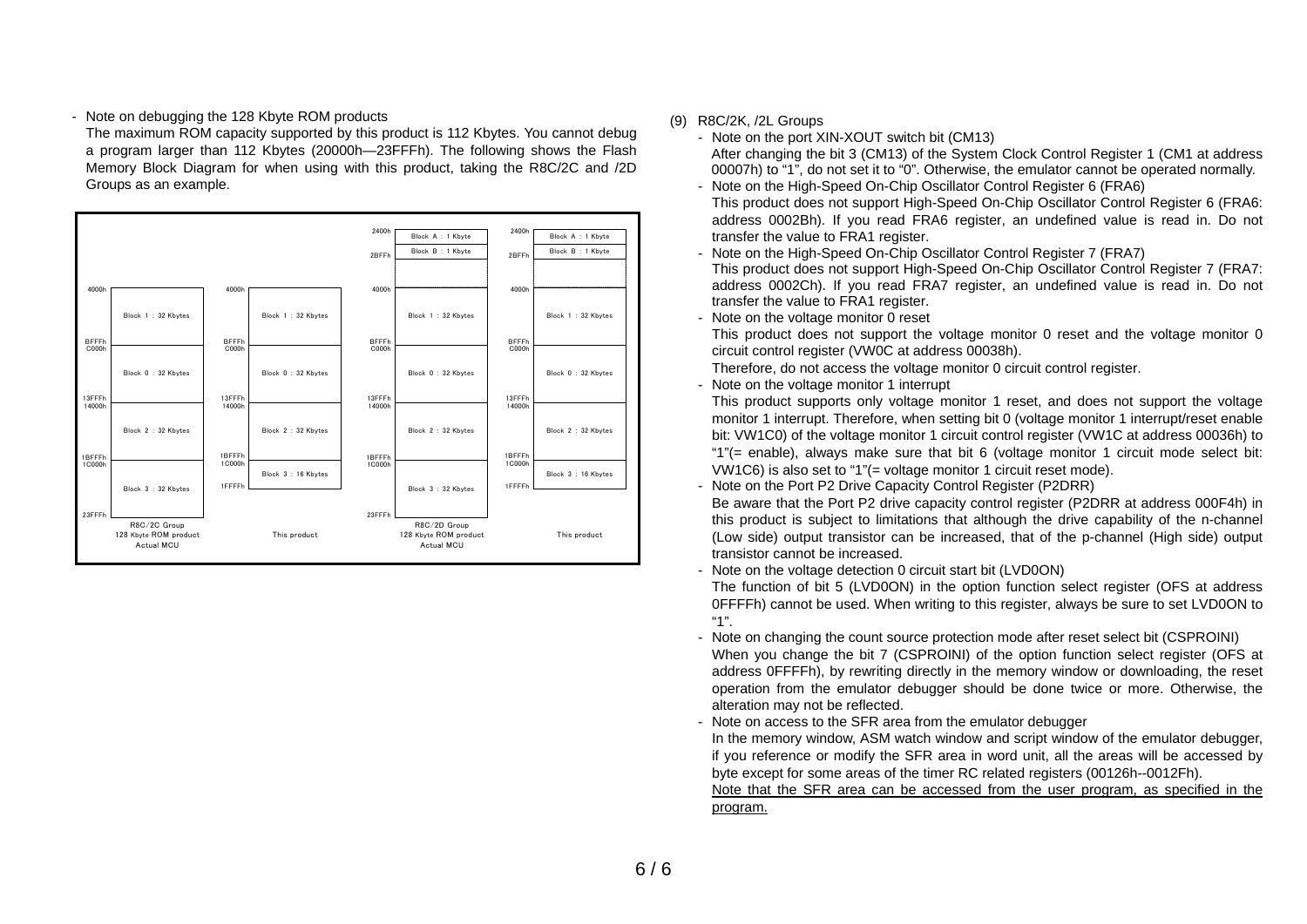- Note on debugging the 128 Kbyte ROM products

  The maximum ROM capacity supported by this product is 112 Kbytes. You cannot debug a program larger than 112 Kbytes (20000h—23FFFh). The following shows the Flash Memory Block Diagram for when using with this product, taking the R8C/2C and /2D Groups as an example.

2400h
Block A : 1 Kbyte
2BFFh
Block B : 1 Kbyte
4000h
Block 1 : 32 Kbytes
BFFFh
C000h
Block 0 : 32 Kbytes
13FFFh
14000h
Block 2 : 32 Kbytes
1BFFFh
1C000h
Block 3 : 32 Kbytes
Block 3 : 16 Kbytes
1FFFFh
23FFFh
R8C/2C Group
128 Kbyte ROM product
Actual MCU
This product
R8C/2D Group
128 Kbyte ROM product
Actual MCU
This product

(9) R8C/2K, /2L Groups

- Note on the port XIN-XOUT switch bit (CM13)

  After changing the bit 3 (CM13) of the System Clock Control Register 1 (CM1 at address 00007h) to “1”, do not set it to “0”. Otherwise, the emulator cannot be operated normally.

- Note on the High-Speed On-Chip Oscillator Control Register 6 (FRA6)

  This product does not support High-Speed On-Chip Oscillator Control Register 6 (FRA6: address 0002Bh). If you read FRA6 register, an undefined value is read in. Do not transfer the value to FRA1 register.

- Note on the High-Speed On-Chip Oscillator Control Register 7 (FRA7)

  This product does not support High-Speed On-Chip Oscillator Control Register 7 (FRA7: address 0002Ch). If you read FRA7 register, an undefined value is read in. Do not transfer the value to FRA1 register.

- Note on the voltage monitor 0 reset

  This product does not support the voltage monitor 0 reset and the voltage monitor 0 circuit control register (VW0C at address 00038h).

  Therefore, do not access the voltage monitor 0 circuit control register.

- Note on the voltage monitor 1 interrupt

  This product supports only voltage monitor 1 reset, and does not support the voltage monitor 1 interrupt. Therefore, when setting bit 0 (voltage monitor 1 interrupt/reset enable bit: VW1C0) of the voltage monitor 1 circuit control register (VW1C at address 00036h) to “1”(= enable), always make sure that bit 6 (voltage monitor 1 circuit mode select bit: VW1C6) is also set to “1”(= voltage monitor 1 circuit reset mode).

- Note on the Port P2 Drive Capacity Control Register (P2DRR)

  Be aware that the Port P2 drive capacity control register (P2DRR at address 000F4h) in this product is subject to limitations that although the drive capability of the n-channel (Low side) output transistor can be increased, that of the p-channel (High side) output transistor cannot be increased.

- Note on the voltage detection 0 circuit start bit (LVD0ON)

  The function of bit 5 (LVD0ON) in the option function select register (OFS at address 0FFFFh) cannot be used. When writing to this register, always be sure to set LVD0ON to “1”.

- Note on changing the count source protection mode after reset select bit (CSPROINI)

  When you change the bit 7 (CSPROINI) of the option function select register (OFS at address 0FFFFh), by rewriting directly in the memory window or downloading, the reset operation from the emulator debugger should be done twice or more. Otherwise, the alteration may not be reflected.

- Note on access to the SFR area from the emulator debugger

  In the memory window, ASM watch window and script window of the emulator debugger, if you reference or modify the SFR area in word unit, all the areas will be accessed by byte except for some areas of the timer RC related registers (00126h--0012Fh).

  <u>Note that the SFR area can be accessed from the user program, as specified in the program.</u>